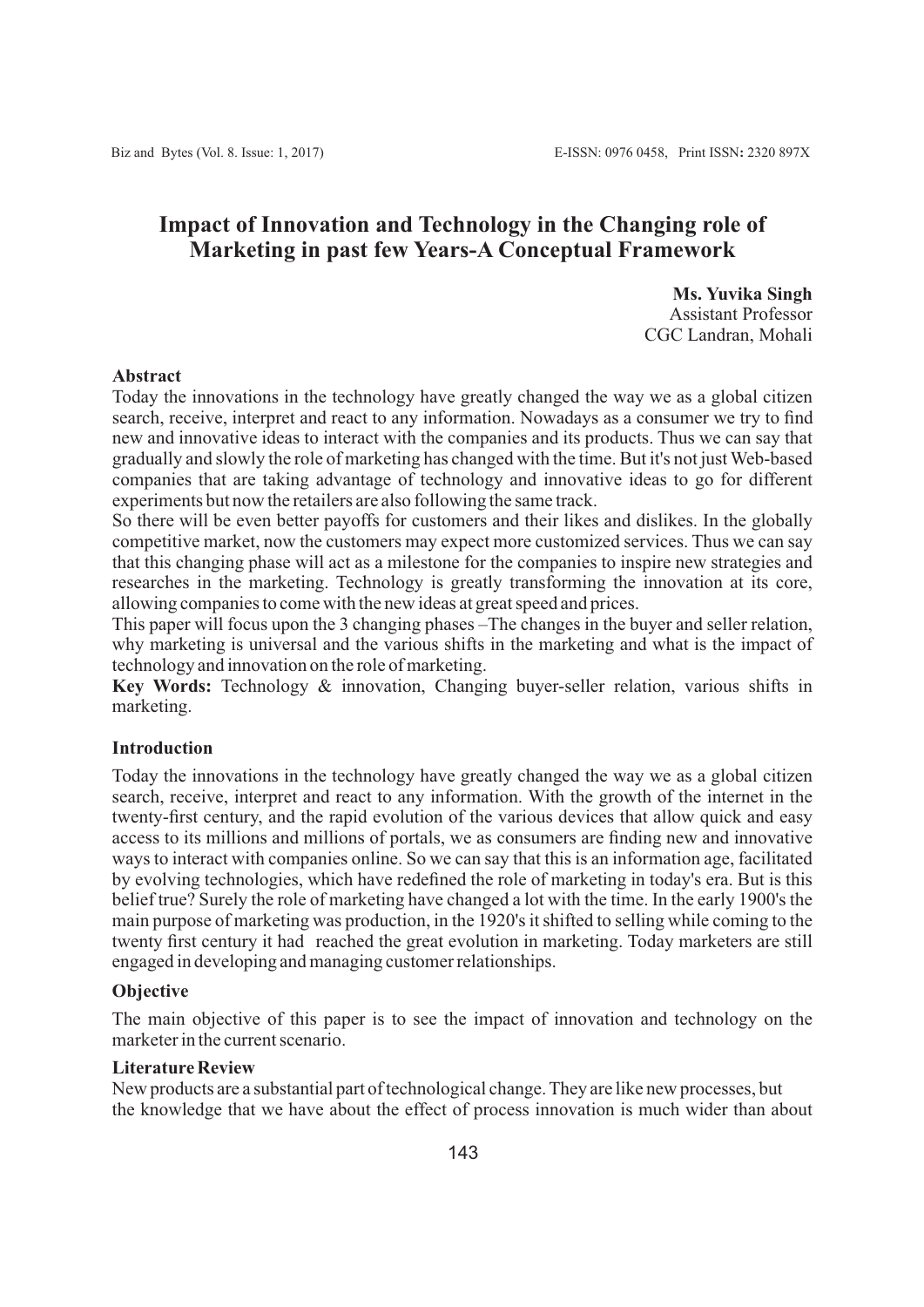# Impact of Innovation and Technology in the Changing role of Marketing in past few Years-A Conceptual Framework

**Ms. Yuvika Singh**
Assistant Professor
CGC Landran, Mohali

## Abstract

Today the innovations in the technology have greatly changed the way we as a global citizen search, receive, interpret and react to any information. Nowadays as a consumer we try to find new and innovative ideas to interact with the companies and its products. Thus we can say that gradually and slowly the role of marketing has changed with the time. But it's not just Web-based companies that are taking advantage of technology and innovative ideas to go for different experiments but now the retailers are also following the same track.

So there will be even better payoffs for customers and their likes and dislikes. In the globally competitive market, now the customers may expect more customized services. Thus we can say that this changing phase will act as a milestone for the companies to inspire new strategies and researches in the marketing. Technology is greatly transforming the innovation at its core, allowing companies to come with the new ideas at great speed and prices.

This paper will focus upon the 3 changing phases –The changes in the buyer and seller relation, why marketing is universal and the various shifts in the marketing and what is the impact of technology and innovation on the role of marketing.

**Key Words:** Technology & innovation, Changing buyer-seller relation, various shifts in marketing.

## Introduction

Today the innovations in the technology have greatly changed the way we as a global citizen search, receive, interpret and react to any information. With the growth of the internet in the twenty-first century, and the rapid evolution of the various devices that allow quick and easy access to its millions and millions of portals, we as consumers are finding new and innovative ways to interact with companies online. So we can say that this is an information age, facilitated by evolving technologies, which have redefined the role of marketing in today's era. But is this belief true? Surely the role of marketing have changed a lot with the time. In the early 1900's the main purpose of marketing was production, in the 1920's it shifted to selling while coming to the twenty first century it had reached the great evolution in marketing. Today marketers are still engaged in developing and managing customer relationships.

## Objective

The main objective of this paper is to see the impact of innovation and technology on the marketer in the current scenario.

## Literature Review

New products are a substantial part of technological change. They are like new processes, but the knowledge that we have about the effect of process innovation is much wider than about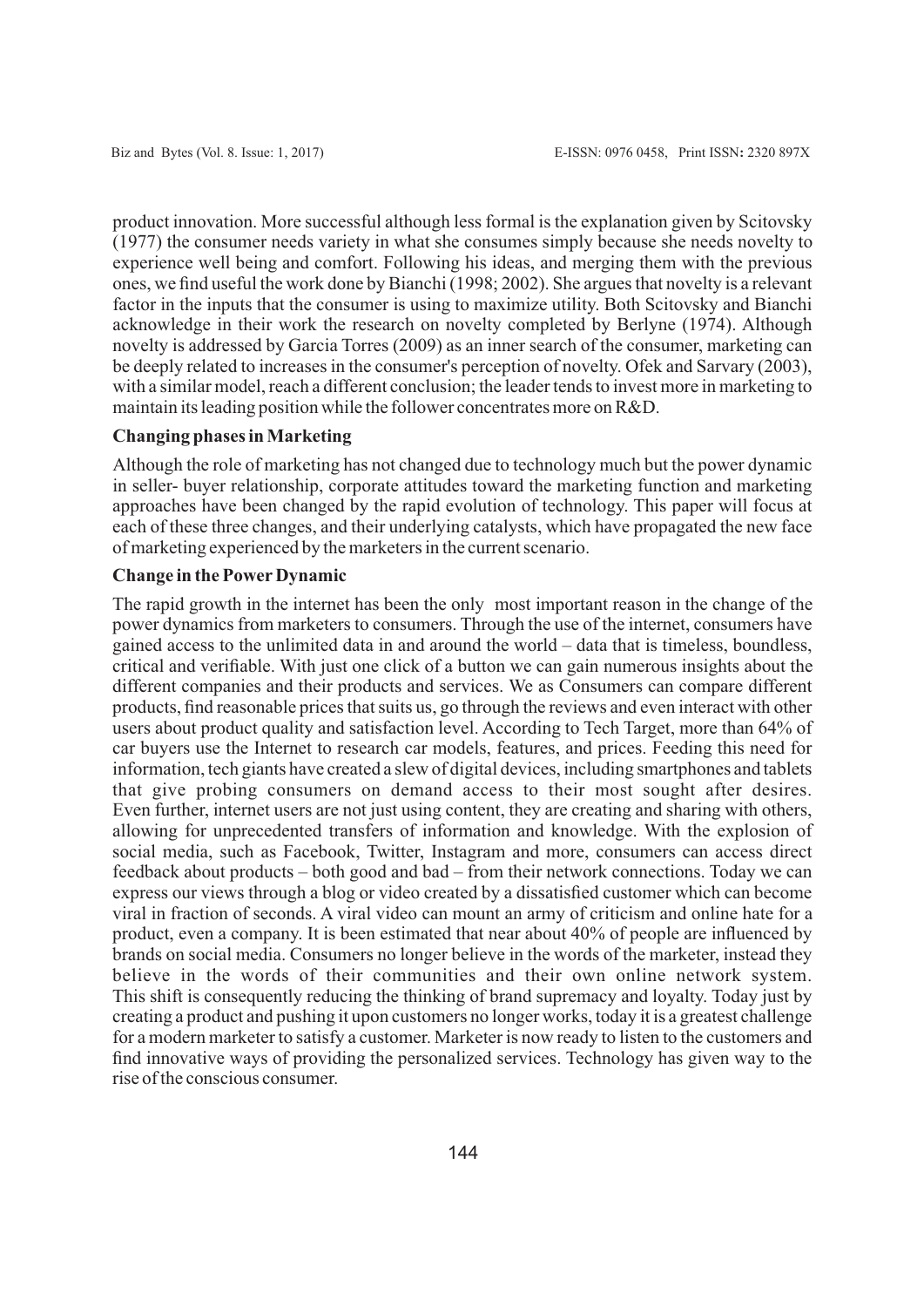product innovation. More successful although less formal is the explanation given by Scitovsky (1977) the consumer needs variety in what she consumes simply because she needs novelty to experience well being and comfort. Following his ideas, and merging them with the previous ones, we find useful the work done by Bianchi (1998; 2002). She argues that novelty is a relevant factor in the inputs that the consumer is using to maximize utility. Both Scitovsky and Bianchi acknowledge in their work the research on novelty completed by Berlyne (1974). Although novelty is addressed by Garcia Torres (2009) as an inner search of the consumer, marketing can be deeply related to increases in the consumer's perception of novelty. Ofek and Sarvary (2003), with a similar model, reach a different conclusion; the leader tends to invest more in marketing to maintain its leading position while the follower concentrates more on R&D.

**Changing phases in Marketing**

Although the role of marketing has not changed due to technology much but the power dynamic in seller- buyer relationship, corporate attitudes toward the marketing function and marketing approaches have been changed by the rapid evolution of technology. This paper will focus at each of these three changes, and their underlying catalysts, which have propagated the new face of marketing experienced by the marketers in the current scenario.

**Change in the Power Dynamic**

The rapid growth in the internet has been the only most important reason in the change of the power dynamics from marketers to consumers. Through the use of the internet, consumers have gained access to the unlimited data in and around the world – data that is timeless, boundless, critical and verifiable. With just one click of a button we can gain numerous insights about the different companies and their products and services. We as Consumers can compare different products, find reasonable prices that suits us, go through the reviews and even interact with other users about product quality and satisfaction level. According to Tech Target, more than 64% of car buyers use the Internet to research car models, features, and prices. Feeding this need for information, tech giants have created a slew of digital devices, including smartphones and tablets that give probing consumers on demand access to their most sought after desires. Even further, internet users are not just using content, they are creating and sharing with others, allowing for unprecedented transfers of information and knowledge. With the explosion of social media, such as Facebook, Twitter, Instagram and more, consumers can access direct feedback about products – both good and bad – from their network connections. Today we can express our views through a blog or video created by a dissatisfied customer which can become viral in fraction of seconds. A viral video can mount an army of criticism and online hate for a product, even a company. It is been estimated that near about 40% of people are influenced by brands on social media. Consumers no longer believe in the words of the marketer, instead they believe in the words of their communities and their own online network system. This shift is consequently reducing the thinking of brand supremacy and loyalty. Today just by creating a product and pushing it upon customers no longer works, today it is a greatest challenge for a modern marketer to satisfy a customer. Marketer is now ready to listen to the customers and find innovative ways of providing the personalized services. Technology has given way to the rise of the conscious consumer.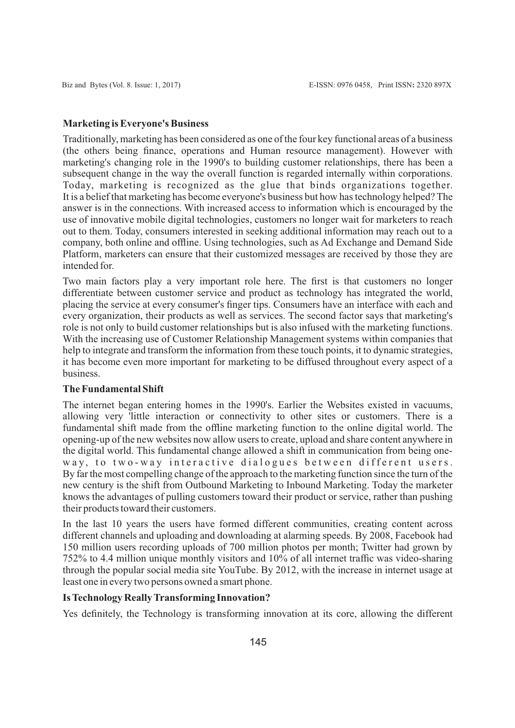**Marketing is Everyone's Business**

Traditionally, marketing has been considered as one of the four key functional areas of a business (the others being finance, operations and Human resource management). However with marketing's changing role in the 1990's to building customer relationships, there has been a subsequent change in the way the overall function is regarded internally within corporations. Today, marketing is recognized as the glue that binds organizations together. It is a belief that marketing has become everyone's business but how has technology helped? The answer is in the connections. With increased access to information which is encouraged by the use of innovative mobile digital technologies, customers no longer wait for marketers to reach out to them. Today, consumers interested in seeking additional information may reach out to a company, both online and offline. Using technologies, such as Ad Exchange and Demand Side Platform, marketers can ensure that their customized messages are received by those they are intended for.

Two main factors play a very important role here. The first is that customers no longer differentiate between customer service and product as technology has integrated the world, placing the service at every consumer's finger tips. Consumers have an interface with each and every organization, their products as well as services. The second factor says that marketing's role is not only to build customer relationships but is also infused with the marketing functions. With the increasing use of Customer Relationship Management systems within companies that help to integrate and transform the information from these touch points, it to dynamic strategies, it has become even more important for marketing to be diffused throughout every aspect of a business.

**The Fundamental Shift**

The internet began entering homes in the 1990's. Earlier the Websites existed in vacuums, allowing very 'little interaction or connectivity to other sites or customers. There is a fundamental shift made from the offline marketing function to the online digital world. The opening-up of the new websites now allow users to create, upload and share content anywhere in the digital world. This fundamental change allowed a shift in communication from being one-way, to two-way interactive dialogues between different users. By far the most compelling change of the approach to the marketing function since the turn of the new century is the shift from Outbound Marketing to Inbound Marketing. Today the marketer knows the advantages of pulling customers toward their product or service, rather than pushing their products toward their customers.

In the last 10 years the users have formed different communities, creating content across different channels and uploading and downloading at alarming speeds. By 2008, Facebook had 150 million users recording uploads of 700 million photos per month; Twitter had grown by 752% to 4.4 million unique monthly visitors and 10% of all internet traffic was video-sharing through the popular social media site YouTube. By 2012, with the increase in internet usage at least one in every two persons owned a smart phone.

**Is Technology Really Transforming Innovation?**

Yes definitely, the Technology is transforming innovation at its core, allowing the different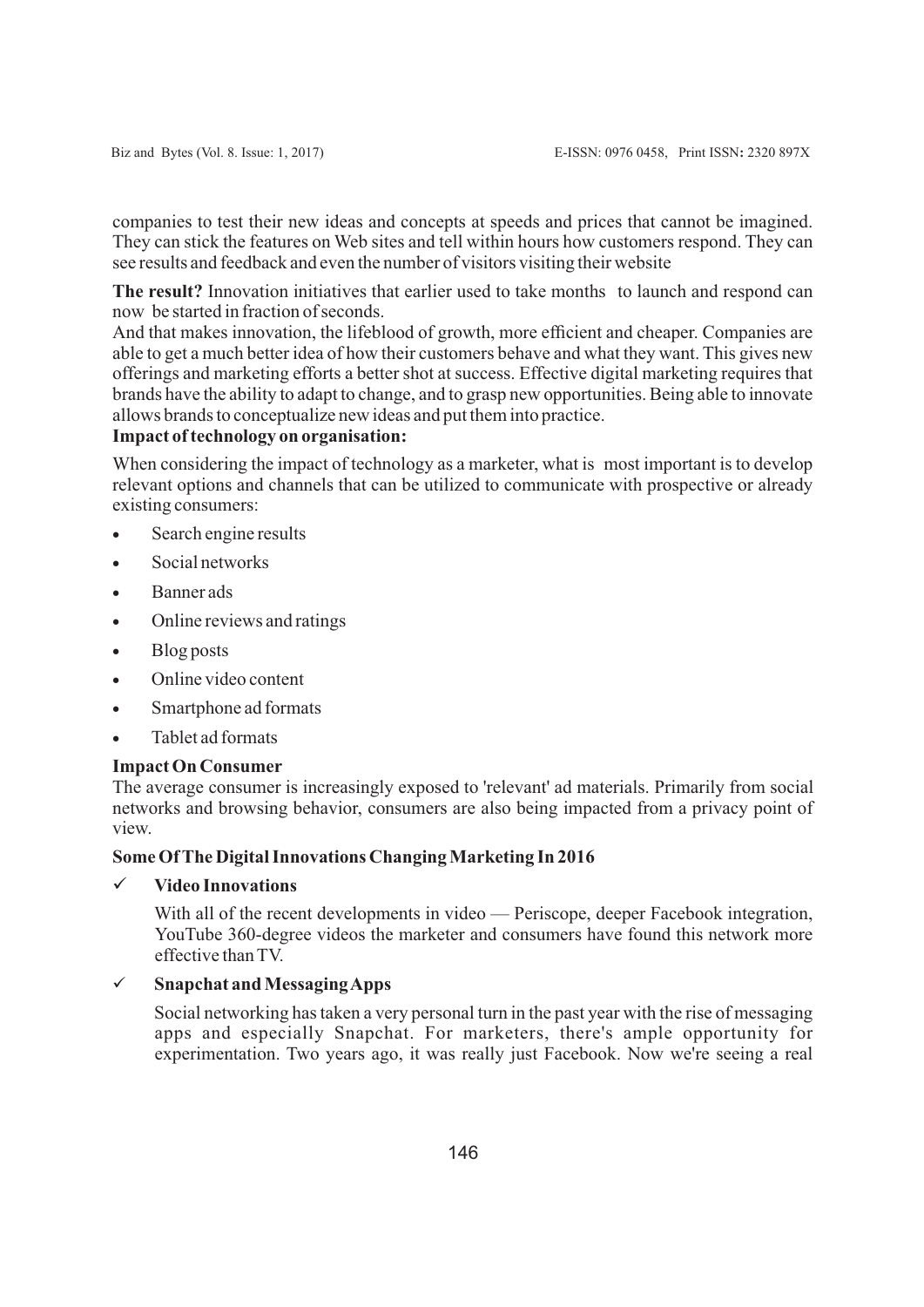companies to test their new ideas and concepts at speeds and prices that cannot be imagined. They can stick the features on Web sites and tell within hours how customers respond. They can see results and feedback and even the number of visitors visiting their website

**The result?** Innovation initiatives that earlier used to take months to launch and respond can now be started in fraction of seconds.

And that makes innovation, the lifeblood of growth, more efficient and cheaper. Companies are able to get a much better idea of how their customers behave and what they want. This gives new offerings and marketing efforts a better shot at success. Effective digital marketing requires that brands have the ability to adapt to change, and to grasp new opportunities. Being able to innovate allows brands to conceptualize new ideas and put them into practice.

**Impact of technology on organisation:**

When considering the impact of technology as a marketer, what is most important is to develop relevant options and channels that can be utilized to communicate with prospective or already existing consumers:

- Search engine results
- Social networks
- Banner ads
- Online reviews and ratings
- Blog posts
- Online video content
- Smartphone ad formats
- Tablet ad formats

**Impact On Consumer**

The average consumer is increasingly exposed to 'relevant' ad materials. Primarily from social networks and browsing behavior, consumers are also being impacted from a privacy point of view.

**Some Of The Digital Innovations Changing Marketing In 2016**

- ✓ **Video Innovations**

  With all of the recent developments in video — Periscope, deeper Facebook integration, YouTube 360-degree videos the marketer and consumers have found this network more effective than TV.

- ✓ **Snapchat and Messaging Apps**

  Social networking has taken a very personal turn in the past year with the rise of messaging apps and especially Snapchat. For marketers, there's ample opportunity for experimentation. Two years ago, it was really just Facebook. Now we're seeing a real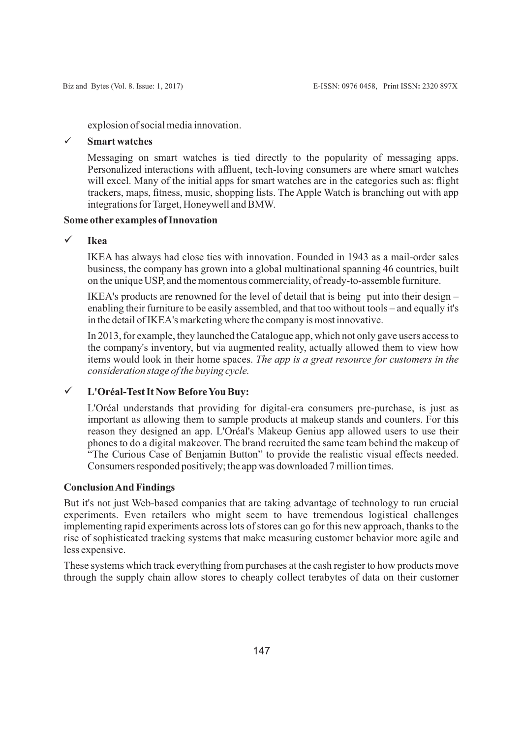explosion of social media innovation.

- ✓ **Smart watches**

  Messaging on smart watches is tied directly to the popularity of messaging apps. Personalized interactions with affluent, tech-loving consumers are where smart watches will excel. Many of the initial apps for smart watches are in the categories such as: flight trackers, maps, fitness, music, shopping lists. The Apple Watch is branching out with app integrations for Target, Honeywell and BMW.

**Some other examples of Innovation**

- ✓ **Ikea**

  IKEA has always had close ties with innovation. Founded in 1943 as a mail-order sales business, the company has grown into a global multinational spanning 46 countries, built on the unique USP, and the momentous commerciality, of ready-to-assemble furniture.

  IKEA's products are renowned for the level of detail that is being put into their design – enabling their furniture to be easily assembled, and that too without tools – and equally it's in the detail of IKEA's marketing where the company is most innovative.

  In 2013, for example, they launched the Catalogue app, which not only gave users access to the company's inventory, but via augmented reality, actually allowed them to view how items would look in their home spaces. *The app is a great resource for customers in the consideration stage of the buying cycle.*

- ✓ **L'Oréal-Test It Now Before You Buy:**

  L'Oréal understands that providing for digital-era consumers pre-purchase, is just as important as allowing them to sample products at makeup stands and counters. For this reason they designed an app. L'Oréal's Makeup Genius app allowed users to use their phones to do a digital makeover. The brand recruited the same team behind the makeup of "The Curious Case of Benjamin Button" to provide the realistic visual effects needed. Consumers responded positively; the app was downloaded 7 million times.

**Conclusion And Findings**

But it's not just Web-based companies that are taking advantage of technology to run crucial experiments. Even retailers who might seem to have tremendous logistical challenges implementing rapid experiments across lots of stores can go for this new approach, thanks to the rise of sophisticated tracking systems that make measuring customer behavior more agile and less expensive.

These systems which track everything from purchases at the cash register to how products move through the supply chain allow stores to cheaply collect terabytes of data on their customer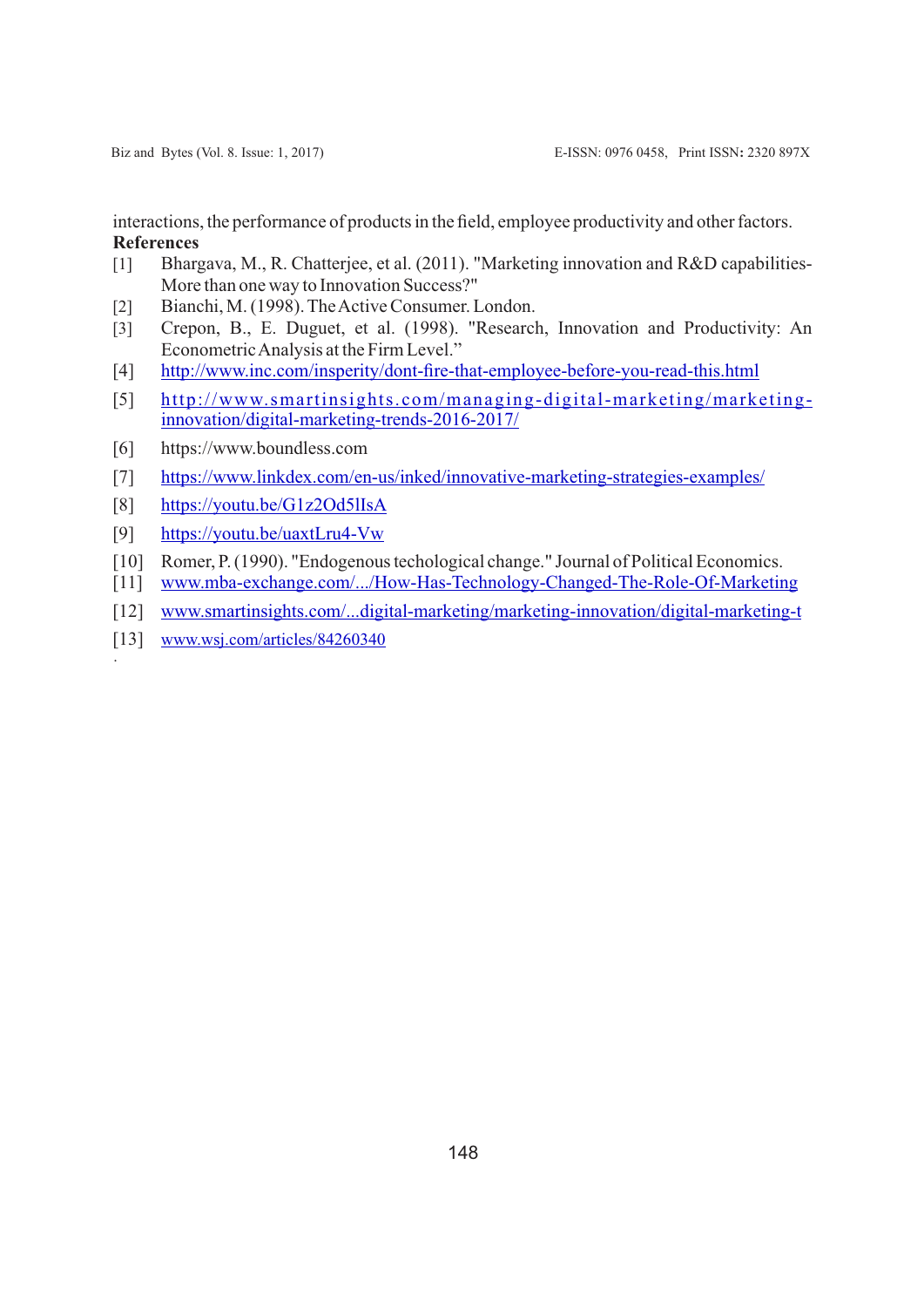interactions, the performance of products in the field, employee productivity and other factors.

**References**

[1] Bhargava, M., R. Chatterjee, et al. (2011). "Marketing innovation and R&D capabilities-More than one way to Innovation Success?"

[2] Bianchi, M. (1998). The Active Consumer. London.

[3] Crepon, B., E. Duguet, et al. (1998). "Research, Innovation and Productivity: An Econometric Analysis at the Firm Level."

[4] http://www.inc.com/insperity/dont-fire-that-employee-before-you-read-this.html

[5] http://www.smartinsights.com/managing-digital-marketing/marketing-innovation/digital-marketing-trends-2016-2017/

[6] https://www.boundless.com

[7] https://www.linkdex.com/en-us/inked/innovative-marketing-strategies-examples/

[8] https://youtu.be/G1z2Od5lIsA

[9] https://youtu.be/uaxtLru4-Vw

[10] Romer, P. (1990). "Endogenous techological change." Journal of Political Economics.

[11] www.mba-exchange.com/.../How-Has-Technology-Changed-The-Role-Of-Marketing

[12] www.smartinsights.com/...digital-marketing/marketing-innovation/digital-marketing-t

[13] www.wsj.com/articles/84260340